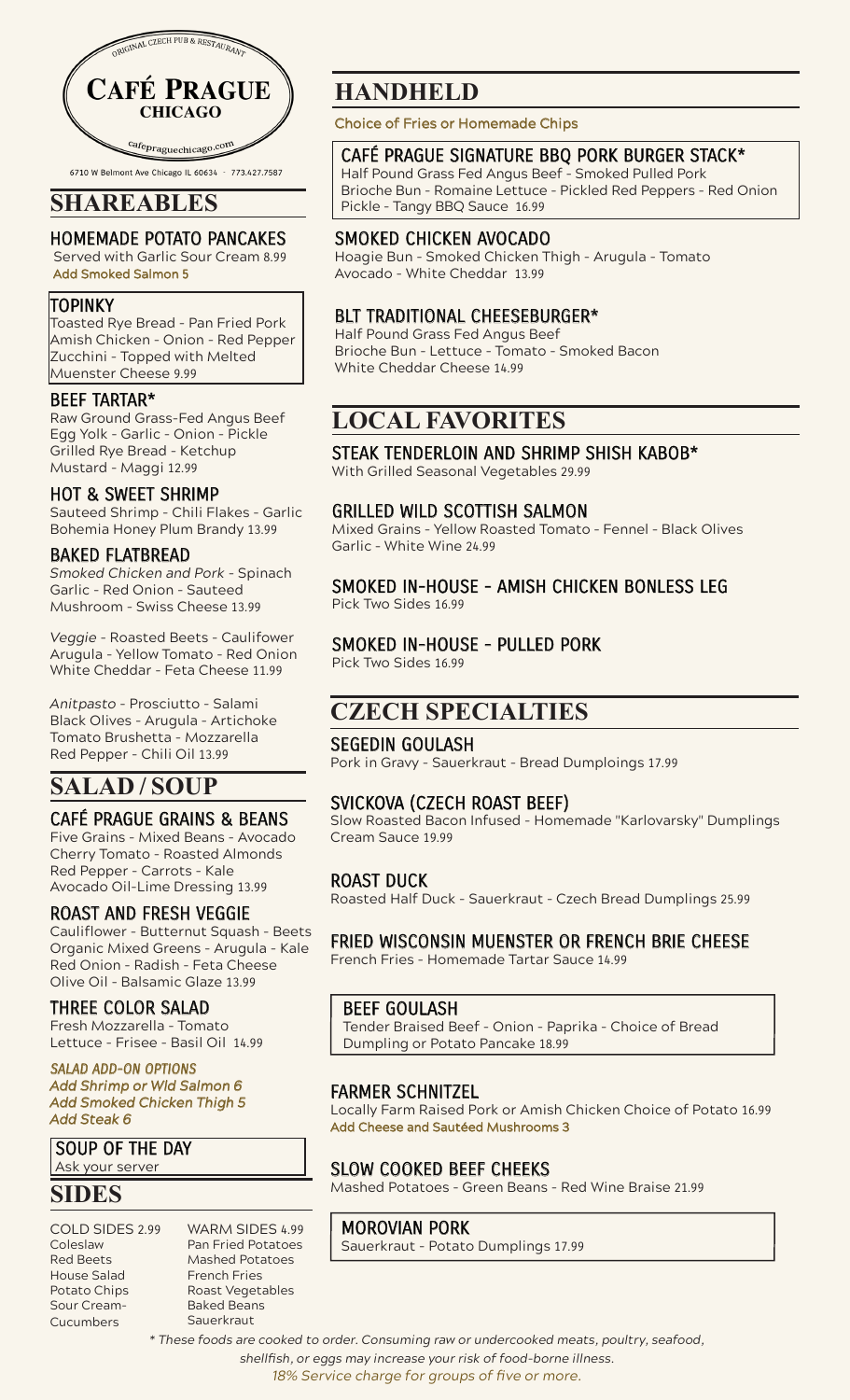ORIGINAL CZECH PUB & RESTAURANT

# CAFÉ PRAGUE CHICAGO

cafepraguechicago.com

6710 W Belmont Ave Chicago IL 60634 · 773.427.7587

## SHAREABLES

### HOMEMADE POTATO PANCAKES

Served with Garlic Sour Cream 8.99
Add Smoked Salmon 5

### TOPINKY

Toasted Rye Bread - Pan Fried Pork Amish Chicken - Onion - Red Pepper Zucchini - Topped with Melted Muenster Cheese 9.99

### BEEF TARTAR*

Raw Ground Grass-Fed Angus Beef Egg Yolk - Garlic - Onion - Pickle Grilled Rye Bread - Ketchup Mustard - Maggi 12.99

### HOT & SWEET SHRIMP

Sauteed Shrimp - Chili Flakes - Garlic Bohemia Honey Plum Brandy 13.99

### BAKED FLATBREAD

*Smoked Chicken and Pork* - Spinach Garlic - Red Onion - Sauteed Mushroom - Swiss Cheese 13.99

*Veggie* - Roasted Beets - Caulifower Arugula - Yellow Tomato - Red Onion White Cheddar - Feta Cheese 11.99

*Anitpasto* - Prosciutto - Salami Black Olives - Arugula - Artichoke Tomato Brushetta - Mozzarella Red Pepper - Chili Oil 13.99

## SALAD / SOUP

### CAFÉ PRAGUE GRAINS & BEANS

Five Grains - Mixed Beans - Avocado Cherry Tomato - Roasted Almonds Red Pepper - Carrots - Kale Avocado Oil-Lime Dressing 13.99

### ROAST AND FRESH VEGGIE

Cauliflower - Butternut Squash - Beets Organic Mixed Greens - Arugula - Kale Red Onion - Radish - Feta Cheese Olive Oil - Balsamic Glaze 13.99

### THREE COLOR SALAD

Fresh Mozzarella - Tomato Lettuce - Frisee - Basil Oil 14.99

*SALAD ADD-ON OPTIONS*
*Add Shrimp or Wld Salmon 6*
*Add Smoked Chicken Thigh 5*
*Add Steak 6*

### SOUP OF THE DAY

Ask your server

## SIDES

**COLD SIDES 2.99**
Coleslaw
Red Beets
House Salad
Potato Chips
Sour Cream-Cucumbers

**WARM SIDES 4.99**
Pan Fried Potatoes
Mashed Potatoes
French Fries
Roast Vegetables
Baked Beans
Sauerkraut

## HANDHELD

Choice of Fries or Homemade Chips

### CAFÉ PRAGUE SIGNATURE BBQ PORK BURGER STACK*

Half Pound Grass Fed Angus Beef - Smoked Pulled Pork Brioche Bun - Romaine Lettuce - Pickled Red Peppers - Red Onion Pickle - Tangy BBQ Sauce 16.99

### SMOKED CHICKEN AVOCADO

Hoagie Bun - Smoked Chicken Thigh - Arugula - Tomato Avocado - White Cheddar 13.99

### BLT TRADITIONAL CHEESEBURGER*

Half Pound Grass Fed Angus Beef Brioche Bun - Lettuce - Tomato - Smoked Bacon White Cheddar Cheese 14.99

## LOCAL FAVORITES

### STEAK TENDERLOIN AND SHRIMP SHISH KABOB*

With Grilled Seasonal Vegetables 29.99

### GRILLED WILD SCOTTISH SALMON

Mixed Grains - Yellow Roasted Tomato - Fennel - Black Olives Garlic - White Wine 24.99

### SMOKED IN-HOUSE - AMISH CHICKEN BONLESS LEG

Pick Two Sides 16.99

### SMOKED IN-HOUSE - PULLED PORK

Pick Two Sides 16.99

## CZECH SPECIALTIES

### SEGEDIN GOULASH

Pork in Gravy - Sauerkraut - Bread Dumploings 17.99

### SVICKOVA (CZECH ROAST BEEF)

Slow Roasted Bacon Infused - Homemade "Karlovarsky" Dumplings Cream Sauce 19.99

### ROAST DUCK

Roasted Half Duck - Sauerkraut - Czech Bread Dumplings 25.99

### FRIED WISCONSIN MUENSTER OR FRENCH BRIE CHEESE

French Fries - Homemade Tartar Sauce 14.99

### BEEF GOULASH

Tender Braised Beef - Onion - Paprika - Choice of Bread Dumpling or Potato Pancake 18.99

### FARMER SCHNITZEL

Locally Farm Raised Pork or Amish Chicken Choice of Potato 16.99
Add Cheese and Sautéed Mushrooms 3

### SLOW COOKED BEEF CHEEKS

Mashed Potatoes - Green Beans - Red Wine Braise 21.99

### MOROVIAN PORK

Sauerkraut - Potato Dumplings 17.99

*\* These foods are cooked to order. Consuming raw or undercooked meats, poultry, seafood, shellfish, or eggs may increase your risk of food-borne illness.*

*18% Service charge for groups of five or more.*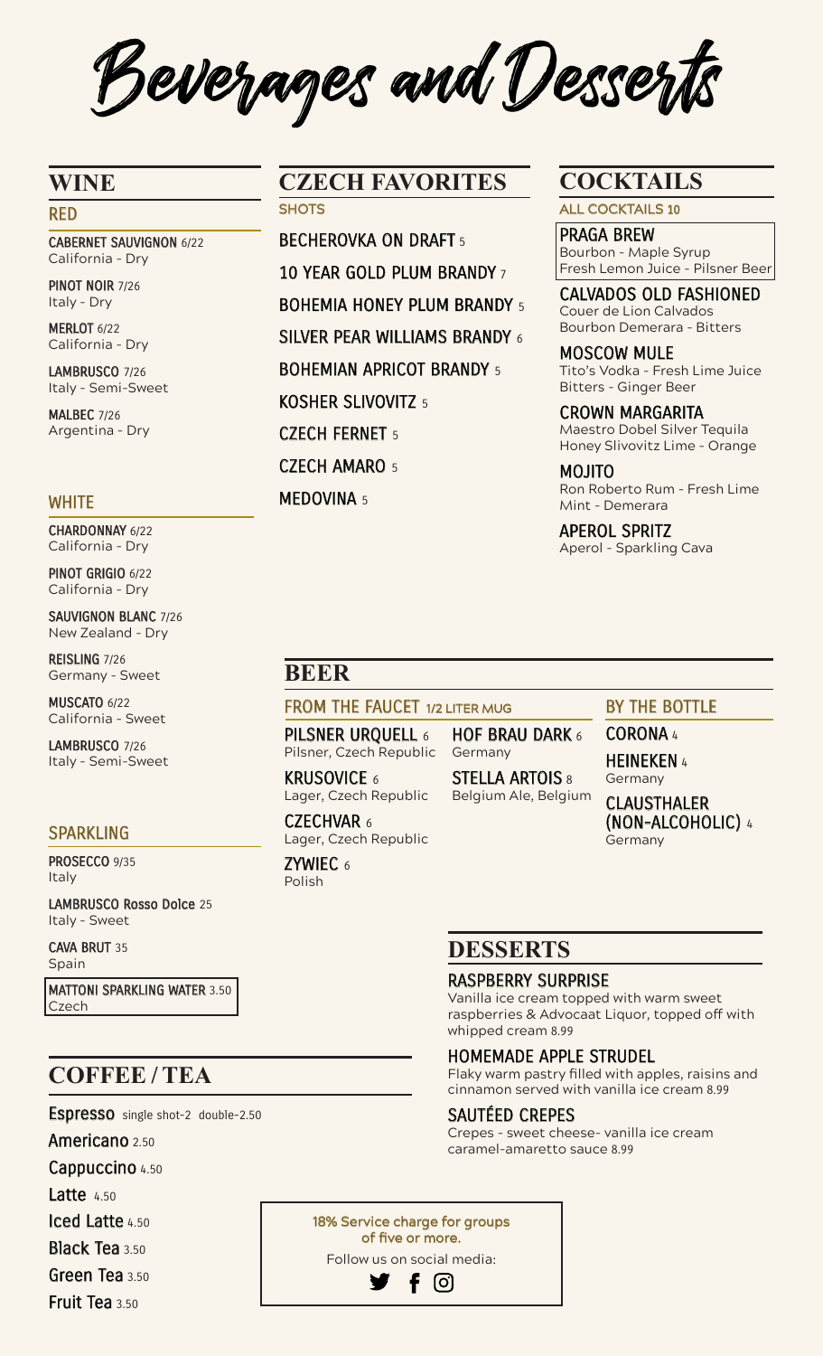# Beverages and Desserts

## WINE

### RED

**CABERNET SAUVIGNON** 6/22
California - Dry

**PINOT NOIR** 7/26
Italy - Dry

**MERLOT** 6/22
California - Dry

**LAMBRUSCO** 7/26
Italy - Semi-Sweet

**MALBEC** 7/26
Argentina - Dry

### WHITE

**CHARDONNAY** 6/22
California - Dry

**PINOT GRIGIO** 6/22
California - Dry

**SAUVIGNON BLANC** 7/26
New Zealand - Dry

**REISLING** 7/26
Germany - Sweet

**MUSCATO** 6/22
California - Sweet

**LAMBRUSCO** 7/26
Italy - Semi-Sweet

### SPARKLING

**PROSECCO** 9/35
Italy

**LAMBRUSCO Rosso Dolce** 25
Italy - Sweet

**CAVA BRUT** 35
Spain

**MATTONI SPARKLING WATER** 3.50
Czech

## COFFEE / TEA

**Espresso** single shot-2 double-2.50

**Americano** 2.50

**Cappuccino** 4.50

**Latte** 4.50

**Iced Latte** 4.50

**Black Tea** 3.50

**Green Tea** 3.50

**Fruit Tea** 3.50

## CZECH FAVORITES

### SHOTS

**BECHEROVKA ON DRAFT** 5

**10 YEAR GOLD PLUM BRANDY** 7

**BOHEMIA HONEY PLUM BRANDY** 5

**SILVER PEAR WILLIAMS BRANDY** 6

**BOHEMIAN APRICOT BRANDY** 5

**KOSHER SLIVOVITZ** 5

**CZECH FERNET** 5

**CZECH AMARO** 5

**MEDOVINA** 5

## COCKTAILS

### ALL COCKTAILS 10

**PRAGA BREW**
Bourbon - Maple Syrup
Fresh Lemon Juice - Pilsner Beer

**CALVADOS OLD FASHIONED**
Couer de Lion Calvados
Bourbon Demerara - Bitters

**MOSCOW MULE**
Tito's Vodka - Fresh Lime Juice
Bitters - Ginger Beer

**CROWN MARGARITA**
Maestro Dobel Silver Tequila
Honey Slivovitz Lime - Orange

**MOJITO**
Ron Roberto Rum - Fresh Lime
Mint - Demerara

**APEROL SPRITZ**
Aperol - Sparkling Cava

## BEER

### FROM THE FAUCET 1/2 LITER MUG

**PILSNER URQUELL** 6
Pilsner, Czech Republic

**KRUSOVICE** 6
Lager, Czech Republic

**CZECHVAR** 6
Lager, Czech Republic

**ZYWIEC** 6
Polish

**HOF BRAU DARK** 6
Germany

**STELLA ARTOIS** 8
Belgium Ale, Belgium

### BY THE BOTTLE

**CORONA** 4

**HEINEKEN** 4
Germany

**CLAUSTHALER (NON-ALCOHOLIC)** 4
Germany

## DESSERTS

**RASPBERRY SURPRISE**
Vanilla ice cream topped with warm sweet raspberries & Advocaat Liquor, topped off with whipped cream 8.99

**HOMEMADE APPLE STRUDEL**
Flaky warm pastry filled with apples, raisins and cinnamon served with vanilla ice cream 8.99

**SAUTÉED CREPES**
Crepes - sweet cheese- vanilla ice cream caramel-amaretto sauce 8.99

**18% Service charge for groups of five or more.**

Follow us on social media: